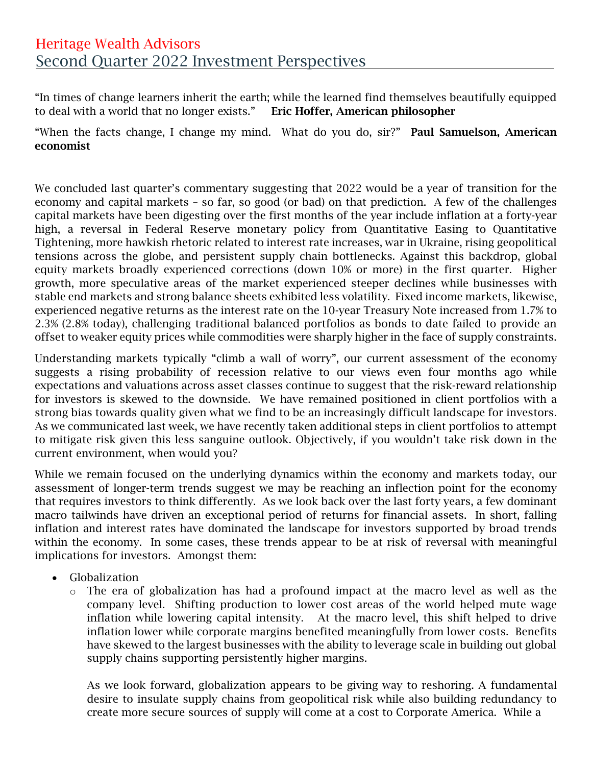# Heritage Wealth Advisors
## Second Quarter 2022 Investment Perspectives

"In times of change learners inherit the earth; while the learned find themselves beautifully equipped to deal with a world that no longer exists." **Eric Hoffer, American philosopher**

"When the facts change, I change my mind. What do you do, sir?" **Paul Samuelson, American economist**

We concluded last quarter's commentary suggesting that 2022 would be a year of transition for the economy and capital markets – so far, so good (or bad) on that prediction. A few of the challenges capital markets have been digesting over the first months of the year include inflation at a forty-year high, a reversal in Federal Reserve monetary policy from Quantitative Easing to Quantitative Tightening, more hawkish rhetoric related to interest rate increases, war in Ukraine, rising geopolitical tensions across the globe, and persistent supply chain bottlenecks. Against this backdrop, global equity markets broadly experienced corrections (down 10% or more) in the first quarter. Higher growth, more speculative areas of the market experienced steeper declines while businesses with stable end markets and strong balance sheets exhibited less volatility. Fixed income markets, likewise, experienced negative returns as the interest rate on the 10-year Treasury Note increased from 1.7% to 2.3% (2.8% today), challenging traditional balanced portfolios as bonds to date failed to provide an offset to weaker equity prices while commodities were sharply higher in the face of supply constraints.

Understanding markets typically "climb a wall of worry", our current assessment of the economy suggests a rising probability of recession relative to our views even four months ago while expectations and valuations across asset classes continue to suggest that the risk-reward relationship for investors is skewed to the downside. We have remained positioned in client portfolios with a strong bias towards quality given what we find to be an increasingly difficult landscape for investors. As we communicated last week, we have recently taken additional steps in client portfolios to attempt to mitigate risk given this less sanguine outlook. Objectively, if you wouldn't take risk down in the current environment, when would you?

While we remain focused on the underlying dynamics within the economy and markets today, our assessment of longer-term trends suggest we may be reaching an inflection point for the economy that requires investors to think differently. As we look back over the last forty years, a few dominant macro tailwinds have driven an exceptional period of returns for financial assets. In short, falling inflation and interest rates have dominated the landscape for investors supported by broad trends within the economy. In some cases, these trends appear to be at risk of reversal with meaningful implications for investors. Amongst them:

- Globalization
  - The era of globalization has had a profound impact at the macro level as well as the company level. Shifting production to lower cost areas of the world helped mute wage inflation while lowering capital intensity. At the macro level, this shift helped to drive inflation lower while corporate margins benefited meaningfully from lower costs. Benefits have skewed to the largest businesses with the ability to leverage scale in building out global supply chains supporting persistently higher margins.

    As we look forward, globalization appears to be giving way to reshoring. A fundamental desire to insulate supply chains from geopolitical risk while also building redundancy to create more secure sources of supply will come at a cost to Corporate America. While a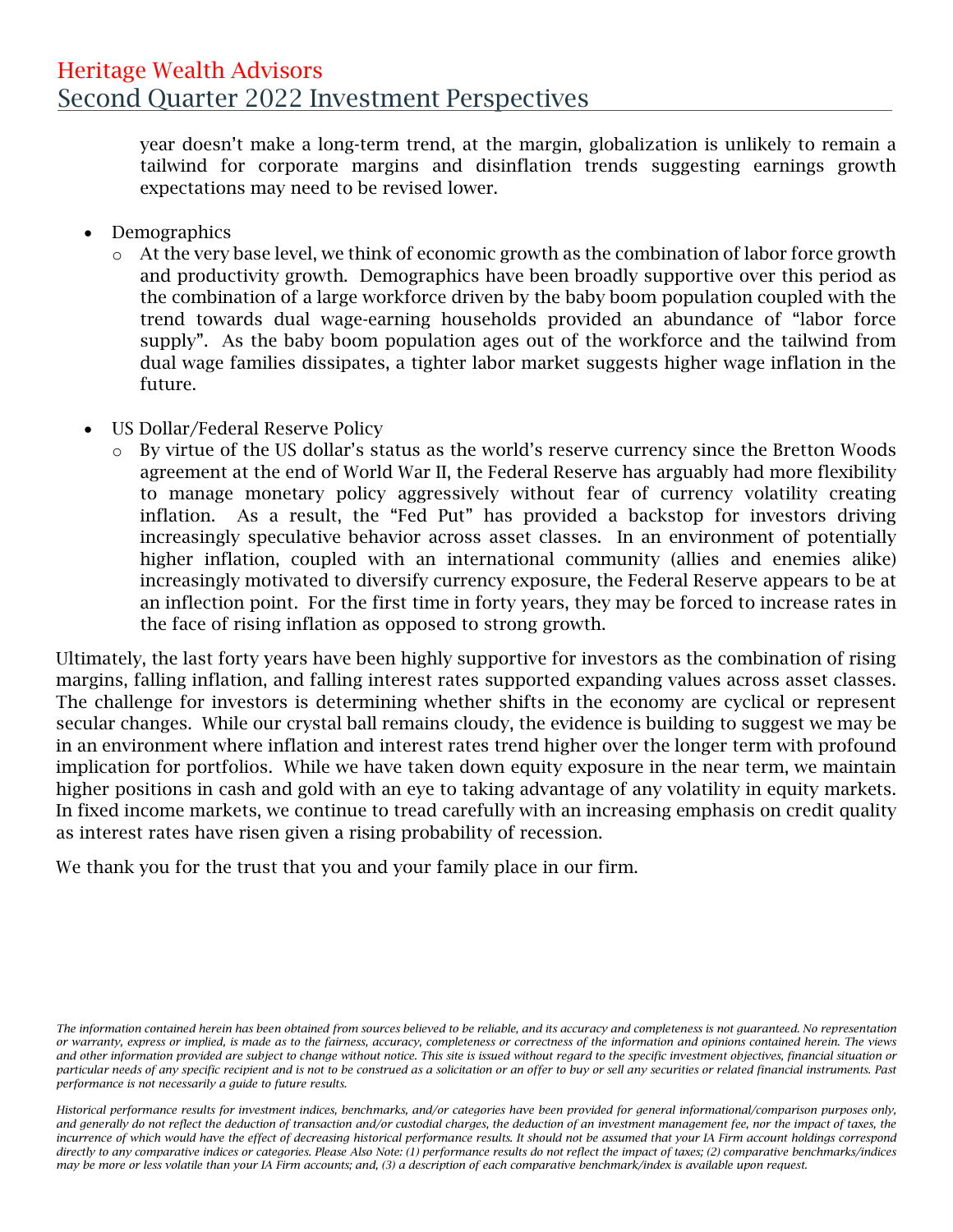year doesn't make a long-term trend, at the margin, globalization is unlikely to remain a tailwind for corporate margins and disinflation trends suggesting earnings growth expectations may need to be revised lower.

- Demographics
  - At the very base level, we think of economic growth as the combination of labor force growth and productivity growth. Demographics have been broadly supportive over this period as the combination of a large workforce driven by the baby boom population coupled with the trend towards dual wage-earning households provided an abundance of "labor force supply". As the baby boom population ages out of the workforce and the tailwind from dual wage families dissipates, a tighter labor market suggests higher wage inflation in the future.

- US Dollar/Federal Reserve Policy
  - By virtue of the US dollar's status as the world's reserve currency since the Bretton Woods agreement at the end of World War II, the Federal Reserve has arguably had more flexibility to manage monetary policy aggressively without fear of currency volatility creating inflation. As a result, the "Fed Put" has provided a backstop for investors driving increasingly speculative behavior across asset classes. In an environment of potentially higher inflation, coupled with an international community (allies and enemies alike) increasingly motivated to diversify currency exposure, the Federal Reserve appears to be at an inflection point. For the first time in forty years, they may be forced to increase rates in the face of rising inflation as opposed to strong growth.

Ultimately, the last forty years have been highly supportive for investors as the combination of rising margins, falling inflation, and falling interest rates supported expanding values across asset classes. The challenge for investors is determining whether shifts in the economy are cyclical or represent secular changes. While our crystal ball remains cloudy, the evidence is building to suggest we may be in an environment where inflation and interest rates trend higher over the longer term with profound implication for portfolios. While we have taken down equity exposure in the near term, we maintain higher positions in cash and gold with an eye to taking advantage of any volatility in equity markets. In fixed income markets, we continue to tread carefully with an increasing emphasis on credit quality as interest rates have risen given a rising probability of recession.

We thank you for the trust that you and your family place in our firm.

*The information contained herein has been obtained from sources believed to be reliable, and its accuracy and completeness is not guaranteed. No representation or warranty, express or implied, is made as to the fairness, accuracy, completeness or correctness of the information and opinions contained herein. The views and other information provided are subject to change without notice. This site is issued without regard to the specific investment objectives, financial situation or particular needs of any specific recipient and is not to be construed as a solicitation or an offer to buy or sell any securities or related financial instruments. Past performance is not necessarily a guide to future results.*

*Historical performance results for investment indices, benchmarks, and/or categories have been provided for general informational/comparison purposes only, and generally do not reflect the deduction of transaction and/or custodial charges, the deduction of an investment management fee, nor the impact of taxes, the incurrence of which would have the effect of decreasing historical performance results. It should not be assumed that your IA Firm account holdings correspond directly to any comparative indices or categories. Please Also Note: (1) performance results do not reflect the impact of taxes; (2) comparative benchmarks/indices may be more or less volatile than your IA Firm accounts; and, (3) a description of each comparative benchmark/index is available upon request.*